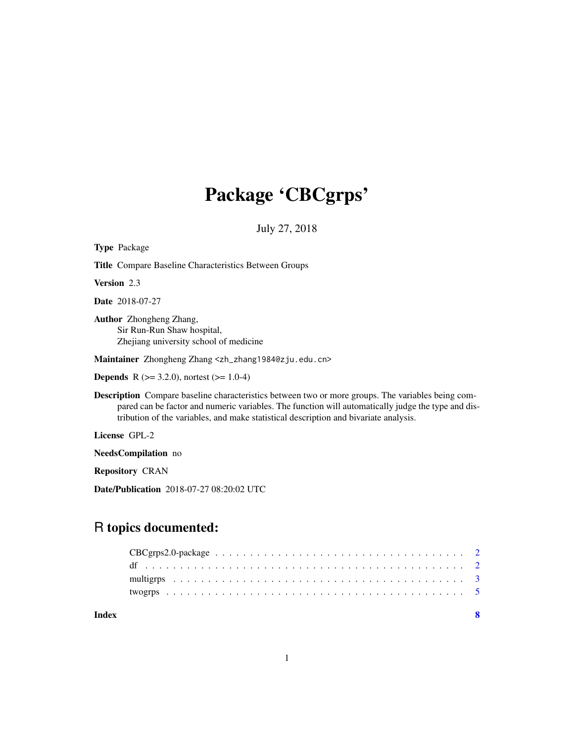# Package 'CBCgrps'

July 27, 2018

**Type** Package

**Title** Compare Baseline Characteristics Between Groups

**Version** 2.3

**Date** 2018-07-27

**Author** Zhongheng Zhang,
Sir Run-Run Shaw hospital,
Zhejiang university school of medicine

**Maintainer** Zhongheng Zhang <zh_zhang1984@zju.edu.cn>

**Depends** R (>= 3.2.0), nortest (>= 1.0-4)

**Description** Compare baseline characteristics between two or more groups. The variables being compared can be factor and numeric variables. The function will automatically judge the type and distribution of the variables, and make statistical description and bivariate analysis.

**License** GPL-2

**NeedsCompilation** no

**Repository** CRAN

**Date/Publication** 2018-07-27 08:20:02 UTC

## R topics documented:

CBCgrps2.0-package . . . . . . . . . . . . . . . . . . . . . . . . . . . . . . . . . . . . 2
df . . . . . . . . . . . . . . . . . . . . . . . . . . . . . . . . . . . . . . . . . . . . . . 2
multigrps . . . . . . . . . . . . . . . . . . . . . . . . . . . . . . . . . . . . . . . . . . 3
twogrps . . . . . . . . . . . . . . . . . . . . . . . . . . . . . . . . . . . . . . . . . . . 5

**Index** **8**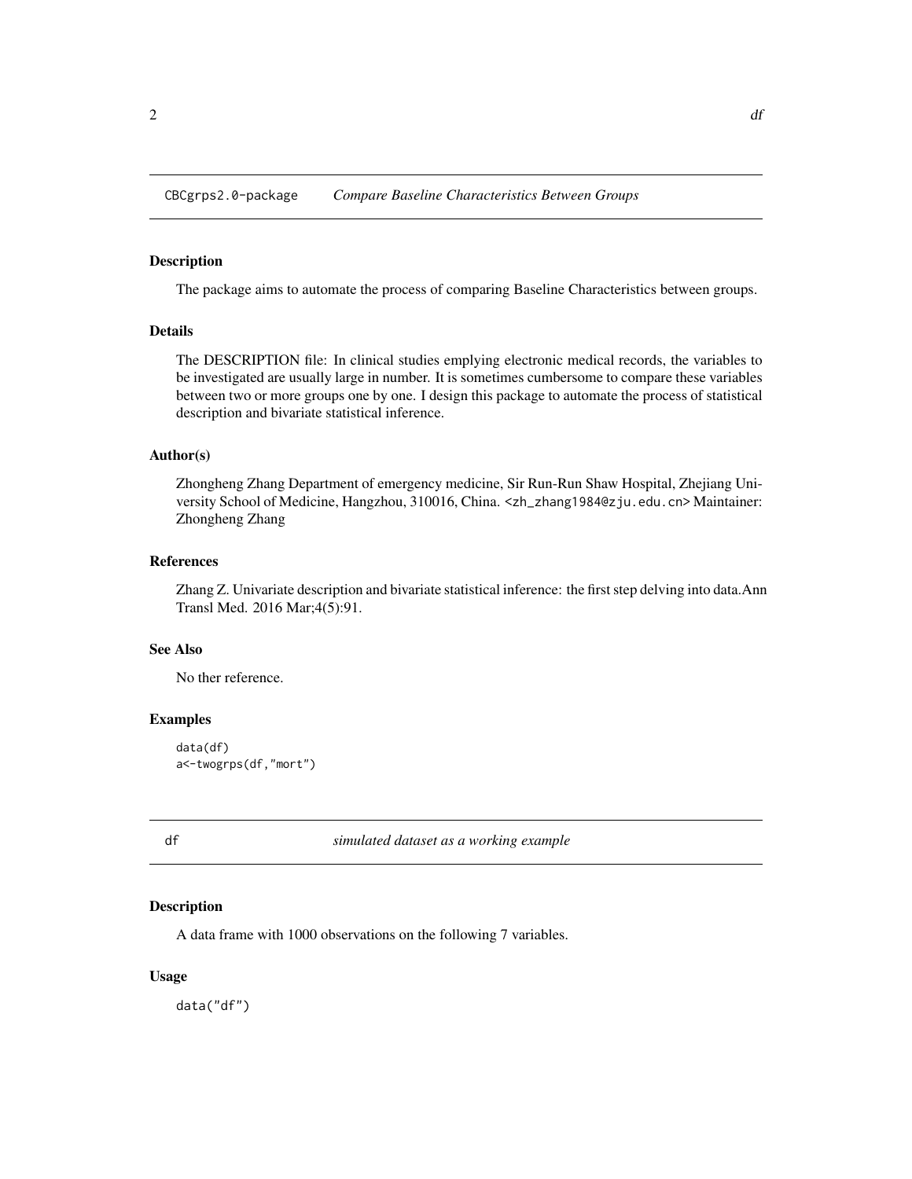## CBCgrps2.0-package *Compare Baseline Characteristics Between Groups*

### Description

The package aims to automate the process of comparing Baseline Characteristics between groups.

### Details

The DESCRIPTION file: In clinical studies emplying electronic medical records, the variables to be investigated are usually large in number. It is sometimes cumbersome to compare these variables between two or more groups one by one. I design this package to automate the process of statistical description and bivariate statistical inference.

### Author(s)

Zhongheng Zhang Department of emergency medicine, Sir Run-Run Shaw Hospital, Zhejiang University School of Medicine, Hangzhou, 310016, China. <zh_zhang1984@zju.edu.cn> Maintainer: Zhongheng Zhang

### References

Zhang Z. Univariate description and bivariate statistical inference: the first step delving into data.Ann Transl Med. 2016 Mar;4(5):91.

### See Also

No ther reference.

### Examples

```
data(df)
a<-twogrps(df,"mort")
```

## df *simulated dataset as a working example*

### Description

A data frame with 1000 observations on the following 7 variables.

### Usage

```
data("df")
```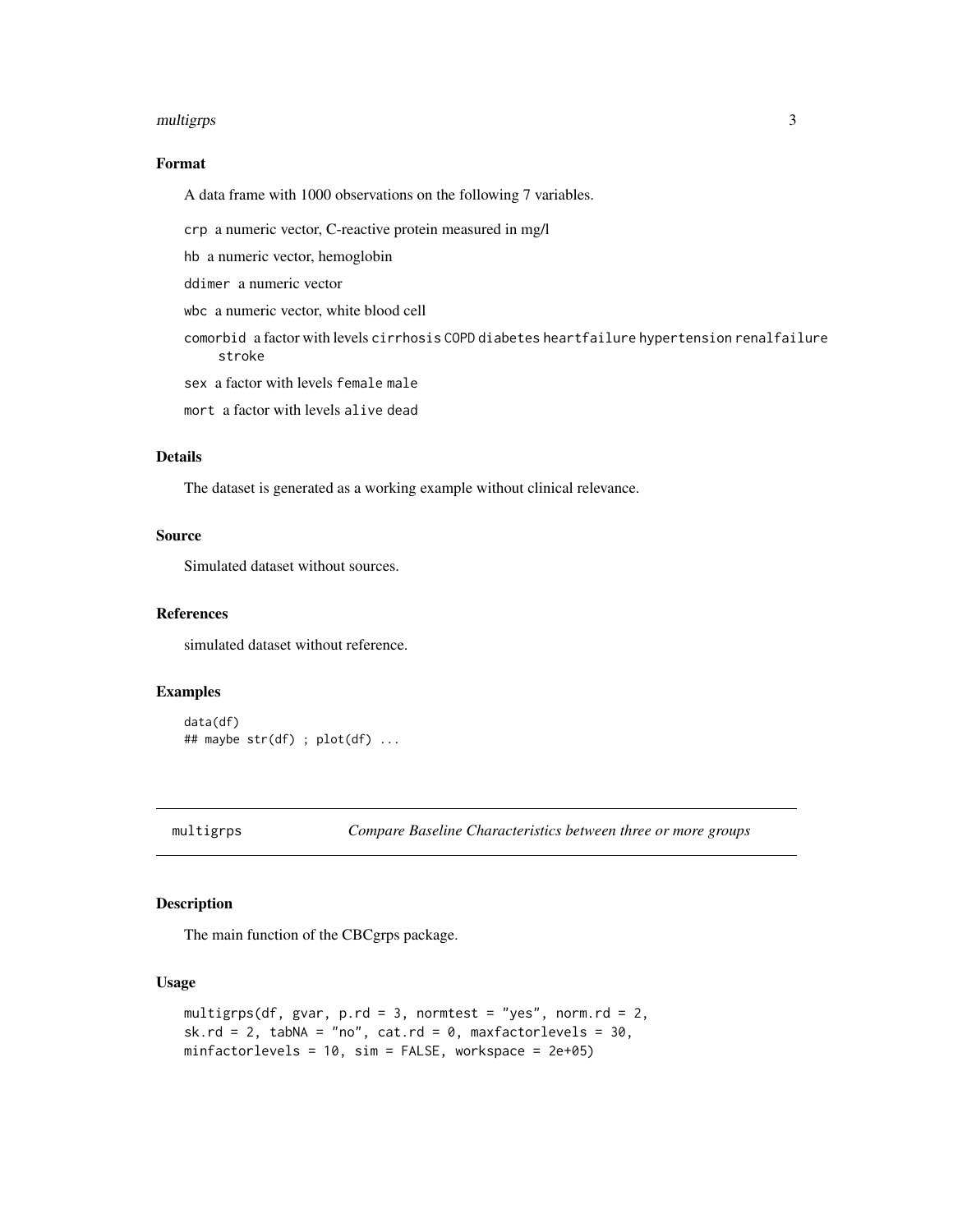### Format

A data frame with 1000 observations on the following 7 variables.

- `crp` a numeric vector, C-reactive protein measured in mg/l
- `hb` a numeric vector, hemoglobin
- `ddimer` a numeric vector
- `wbc` a numeric vector, white blood cell
- `comorbid` a factor with levels `cirrhosis` `COPD` `diabetes` `heartfailure` `hypertension` `renalfailure` `stroke`
- `sex` a factor with levels `female` `male`
- `mort` a factor with levels `alive` `dead`

### Details

The dataset is generated as a working example without clinical relevance.

### Source

Simulated dataset without sources.

### References

simulated dataset without reference.

### Examples

```
data(df)
## maybe str(df) ; plot(df) ...
```

---

## multigrps — *Compare Baseline Characteristics between three or more groups*

---

### Description

The main function of the CBCgrps package.

### Usage

```
multigrps(df, gvar, p.rd = 3, normtest = "yes", norm.rd = 2,
sk.rd = 2, tabNA = "no", cat.rd = 0, maxfactorlevels = 30,
minfactorlevels = 10, sim = FALSE, workspace = 2e+05)
```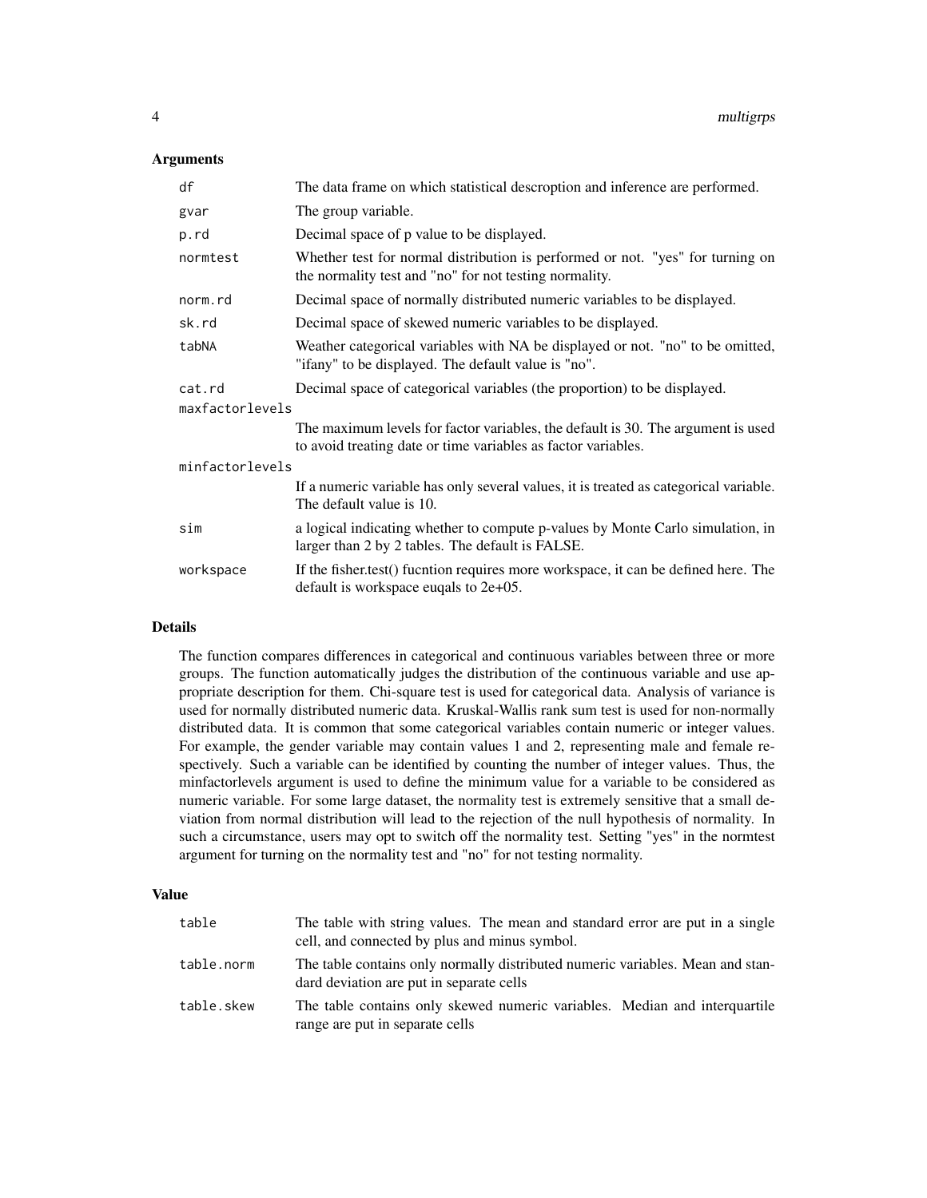## Arguments

| | |
|---|---|
| df | The data frame on which statistical descroption and inference are performed. |
| gvar | The group variable. |
| p.rd | Decimal space of p value to be displayed. |
| normtest | Whether test for normal distribution is performed or not. "yes" for turning on the normality test and "no" for not testing normality. |
| norm.rd | Decimal space of normally distributed numeric variables to be displayed. |
| sk.rd | Decimal space of skewed numeric variables to be displayed. |
| tabNA | Weather categorical variables with NA be displayed or not. "no" to be omitted, "ifany" to be displayed. The default value is "no". |
| cat.rd | Decimal space of categorical variables (the proportion) to be displayed. |
| maxfactorlevels | The maximum levels for factor variables, the default is 30. The argument is used to avoid treating date or time variables as factor variables. |
| minfactorlevels | If a numeric variable has only several values, it is treated as categorical variable. The default value is 10. |
| sim | a logical indicating whether to compute p-values by Monte Carlo simulation, in larger than 2 by 2 tables. The default is FALSE. |
| workspace | If the fisher.test() fucntion requires more workspace, it can be defined here. The default is workspace euqals to 2e+05. |

## Details

The function compares differences in categorical and continuous variables between three or more groups. The function automatically judges the distribution of the continuous variable and use appropriate description for them. Chi-square test is used for categorical data. Analysis of variance is used for normally distributed numeric data. Kruskal-Wallis rank sum test is used for non-normally distributed data. It is common that some categorical variables contain numeric or integer values. For example, the gender variable may contain values 1 and 2, representing male and female respectively. Such a variable can be identified by counting the number of integer values. Thus, the minfactorlevels argument is used to define the minimum value for a variable to be considered as numeric variable. For some large dataset, the normality test is extremely sensitive that a small deviation from normal distribution will lead to the rejection of the null hypothesis of normality. In such a circumstance, users may opt to switch off the normality test. Setting "yes" in the normtest argument for turning on the normality test and "no" for not testing normality.

## Value

| | |
|---|---|
| table | The table with string values. The mean and standard error are put in a single cell, and connected by plus and minus symbol. |
| table.norm | The table contains only normally distributed numeric variables. Mean and standard deviation are put in separate cells |
| table.skew | The table contains only skewed numeric variables. Median and interquartile range are put in separate cells |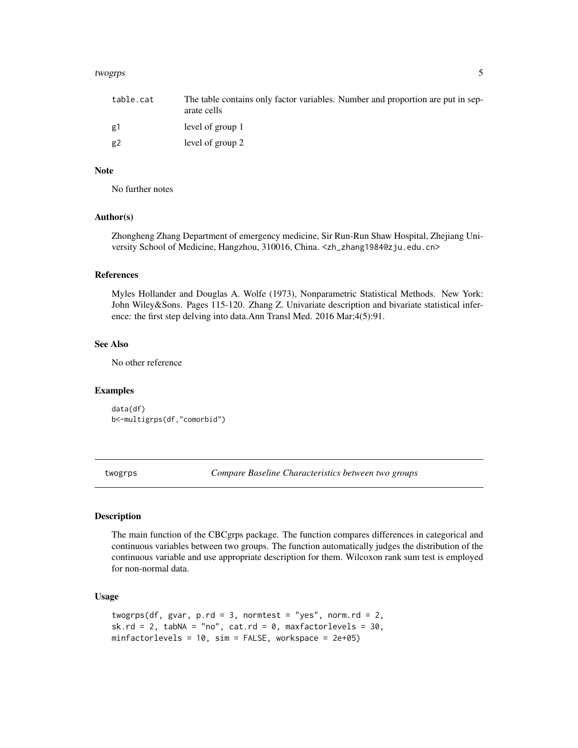| | |
|---|---|
| table.cat | The table contains only factor variables. Number and proportion are put in separate cells |
| g1 | level of group 1 |
| g2 | level of group 2 |

### Note

No further notes

### Author(s)

Zhongheng Zhang Department of emergency medicine, Sir Run-Run Shaw Hospital, Zhejiang University School of Medicine, Hangzhou, 310016, China. <zh_zhang1984@zju.edu.cn>

### References

Myles Hollander and Douglas A. Wolfe (1973), Nonparametric Statistical Methods. New York: John Wiley&Sons. Pages 115-120. Zhang Z. Univariate description and bivariate statistical inference: the first step delving into data.Ann Transl Med. 2016 Mar;4(5):91.

### See Also

No other reference

### Examples

```
data(df)
b<-multigrps(df,"comorbid")
```

---

## twogrps — *Compare Baseline Characteristics between two groups*

### Description

The main function of the CBCgrps package. The function compares differences in categorical and continuous variables between two groups. The function automatically judges the distribution of the continuous variable and use appropriate description for them. Wilcoxon rank sum test is employed for non-normal data.

### Usage

```
twogrps(df, gvar, p.rd = 3, normtest = "yes", norm.rd = 2,
sk.rd = 2, tabNA = "no", cat.rd = 0, maxfactorlevels = 30,
minfactorlevels = 10, sim = FALSE, workspace = 2e+05)
```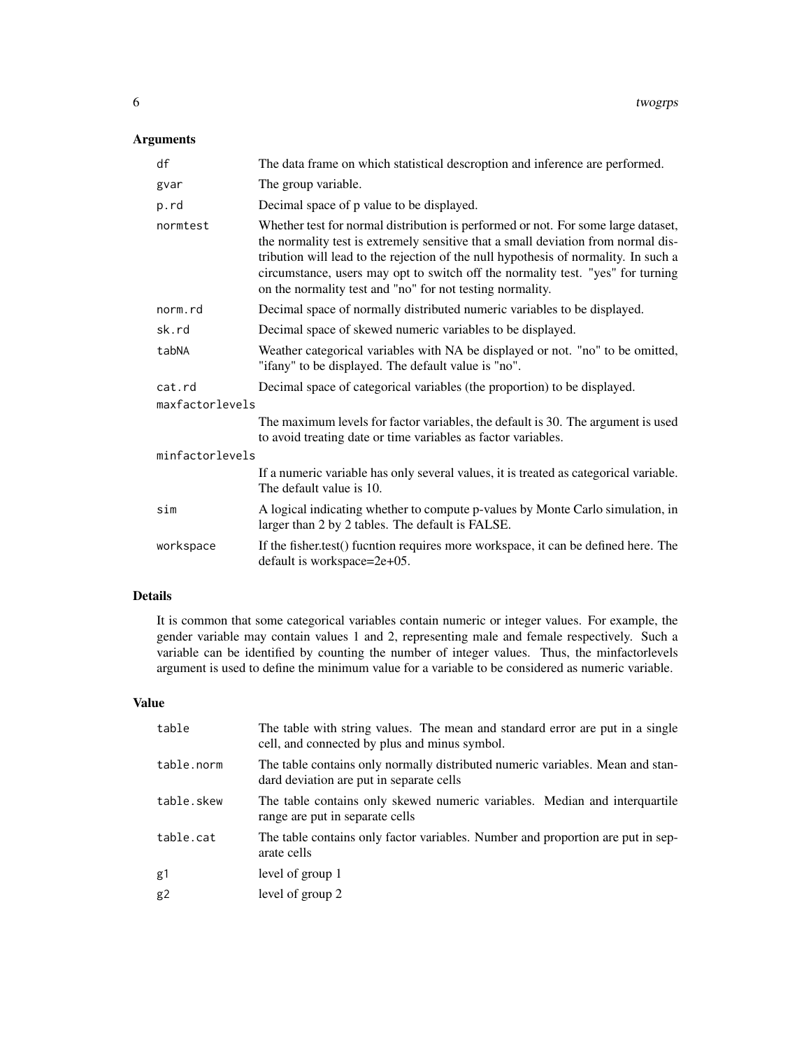## Arguments

| | |
|---|---|
| df | The data frame on which statistical descroption and inference are performed. |
| gvar | The group variable. |
| p.rd | Decimal space of p value to be displayed. |
| normtest | Whether test for normal distribution is performed or not. For some large dataset, the normality test is extremely sensitive that a small deviation from normal distribution will lead to the rejection of the null hypothesis of normality. In such a circumstance, users may opt to switch off the normality test. "yes" for turning on the normality test and "no" for not testing normality. |
| norm.rd | Decimal space of normally distributed numeric variables to be displayed. |
| sk.rd | Decimal space of skewed numeric variables to be displayed. |
| tabNA | Weather categorical variables with NA be displayed or not. "no" to be omitted, "ifany" to be displayed. The default value is "no". |
| cat.rd | Decimal space of categorical variables (the proportion) to be displayed. |
| maxfactorlevels | The maximum levels for factor variables, the default is 30. The argument is used to avoid treating date or time variables as factor variables. |
| minfactorlevels | If a numeric variable has only several values, it is treated as categorical variable. The default value is 10. |
| sim | A logical indicating whether to compute p-values by Monte Carlo simulation, in larger than 2 by 2 tables. The default is FALSE. |
| workspace | If the fisher.test() fucntion requires more workspace, it can be defined here. The default is workspace=2e+05. |

## Details

It is common that some categorical variables contain numeric or integer values. For example, the gender variable may contain values 1 and 2, representing male and female respectively. Such a variable can be identified by counting the number of integer values. Thus, the minfactorlevels argument is used to define the minimum value for a variable to be considered as numeric variable.

## Value

| | |
|---|---|
| table | The table with string values. The mean and standard error are put in a single cell, and connected by plus and minus symbol. |
| table.norm | The table contains only normally distributed numeric variables. Mean and standard deviation are put in separate cells |
| table.skew | The table contains only skewed numeric variables. Median and interquartile range are put in separate cells |
| table.cat | The table contains only factor variables. Number and proportion are put in separate cells |
| g1 | level of group 1 |
| g2 | level of group 2 |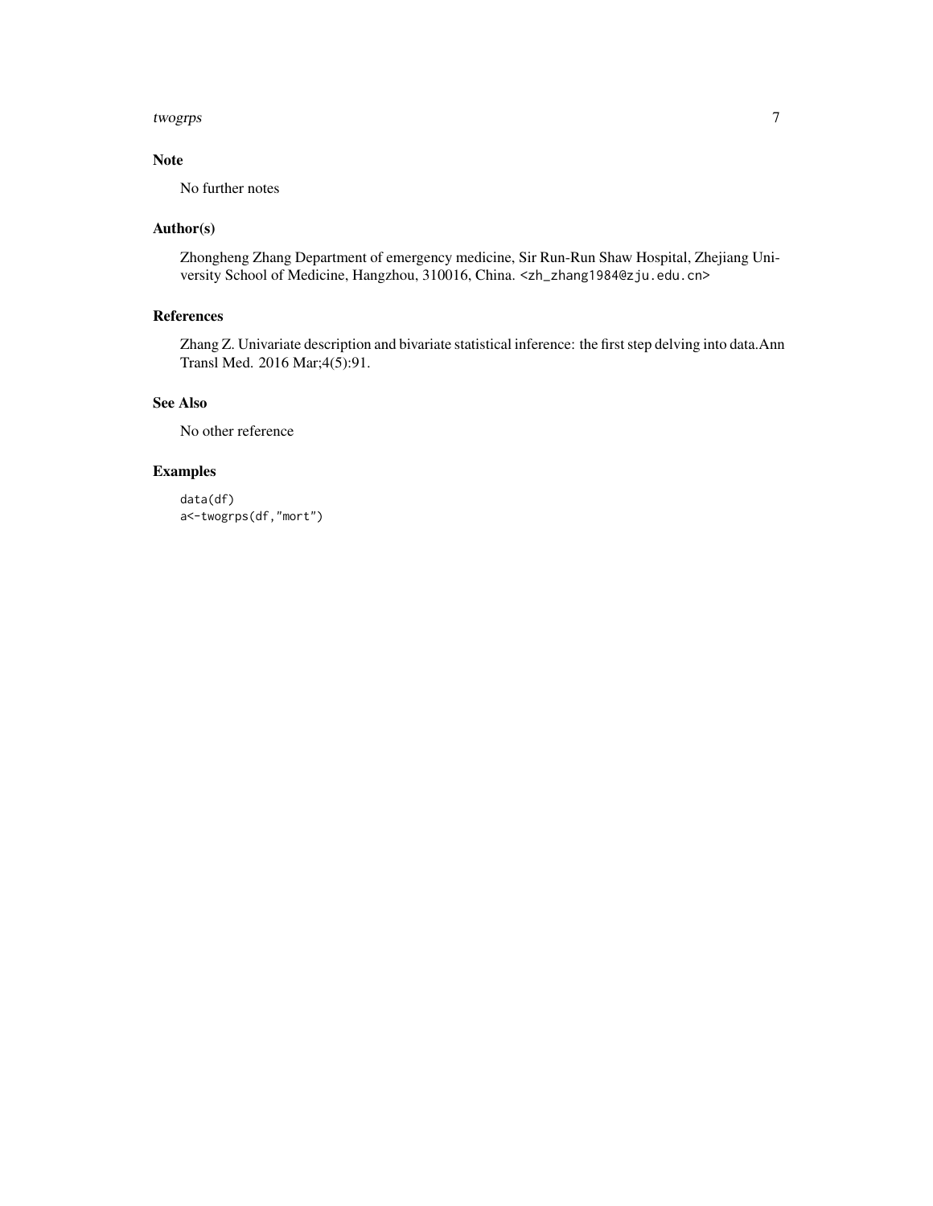## Note

No further notes

## Author(s)

Zhongheng Zhang Department of emergency medicine, Sir Run-Run Shaw Hospital, Zhejiang University School of Medicine, Hangzhou, 310016, China. <zh_zhang1984@zju.edu.cn>

## References

Zhang Z. Univariate description and bivariate statistical inference: the first step delving into data.Ann Transl Med. 2016 Mar;4(5):91.

## See Also

No other reference

## Examples

```
data(df)
a<-twogrps(df,"mort")
```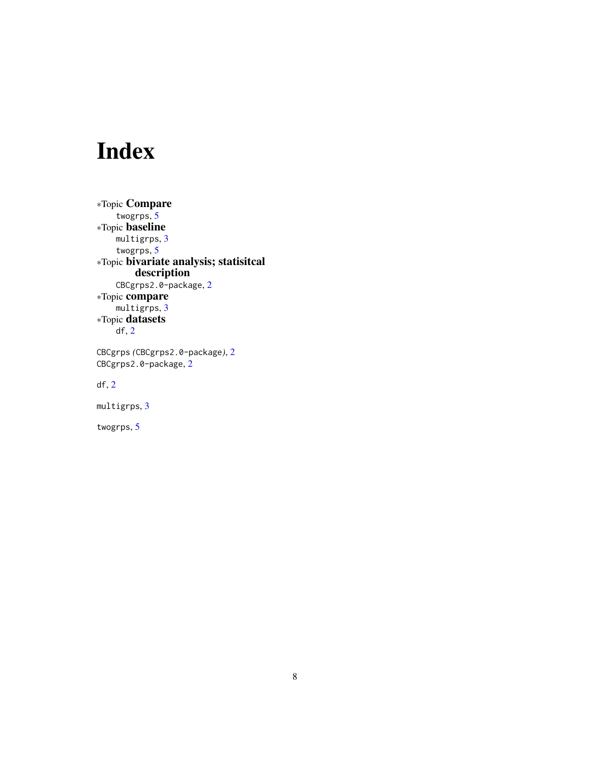# Index

*Topic **Compare**
  twogrps, 5
*Topic **baseline**
  multigrps, 3
  twogrps, 5
*Topic **bivariate analysis; statisitcal description**
  CBCgrps2.0-package, 2
*Topic **compare**
  multigrps, 3
*Topic **datasets**
  df, 2

CBCgrps (CBCgrps2.0-package), 2
CBCgrps2.0-package, 2

df, 2

multigrps, 3

twogrps, 5